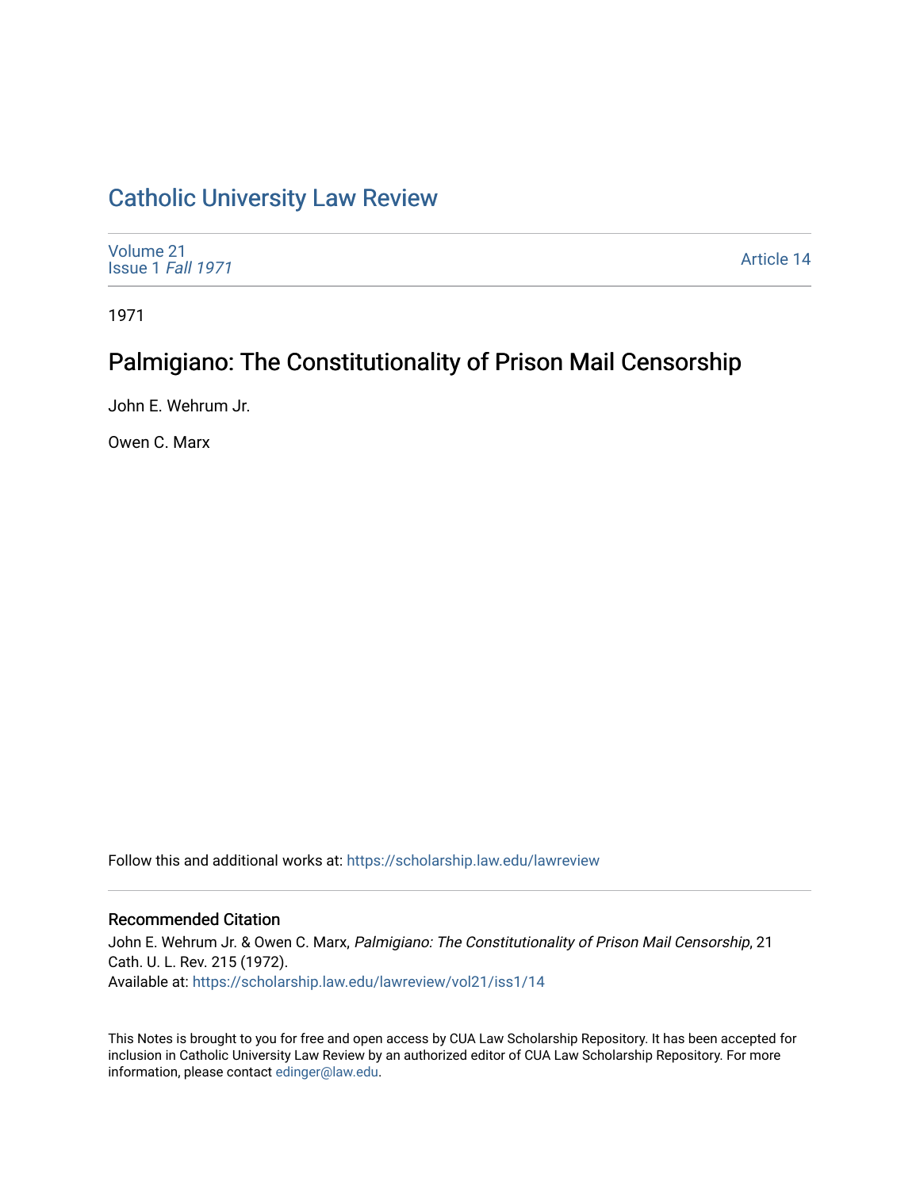# Catholic University Law Review

Volume 21
Issue 1 *Fall 1971*

Article 14

1971

## Palmigiano: The Constitutionality of Prison Mail Censorship

John E. Wehrum Jr.

Owen C. Marx

Follow this and additional works at: https://scholarship.law.edu/lawreview

### Recommended Citation

John E. Wehrum Jr. & Owen C. Marx, *Palmigiano: The Constitutionality of Prison Mail Censorship*, 21 Cath. U. L. Rev. 215 (1972).
Available at: https://scholarship.law.edu/lawreview/vol21/iss1/14

This Notes is brought to you for free and open access by CUA Law Scholarship Repository. It has been accepted for inclusion in Catholic University Law Review by an authorized editor of CUA Law Scholarship Repository. For more information, please contact edinger@law.edu.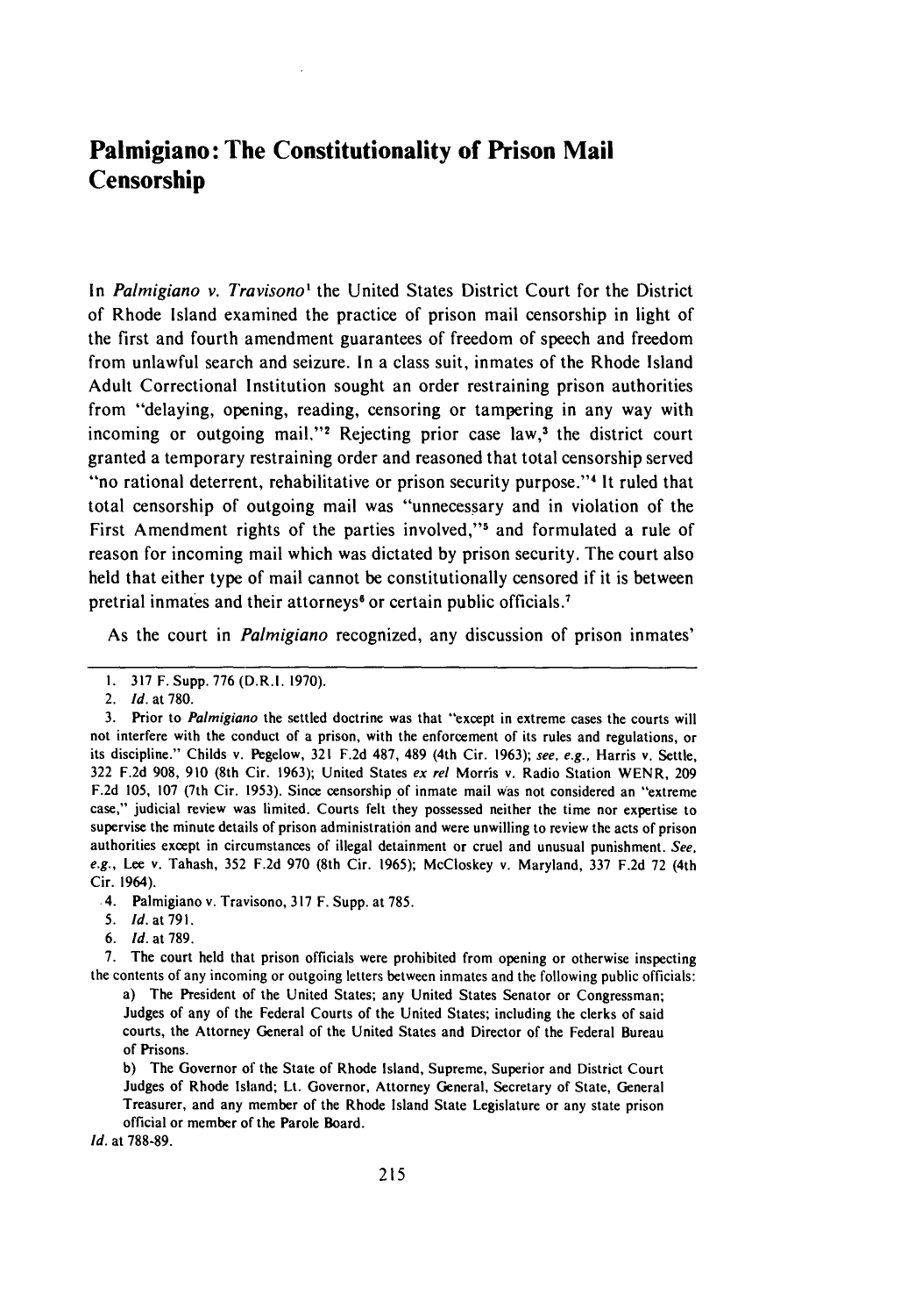# Palmigiano: The Constitutionality of Prison Mail Censorship

In *Palmigiano v. Travisono*[1] the United States District Court for the District of Rhode Island examined the practice of prison mail censorship in light of the first and fourth amendment guarantees of freedom of speech and freedom from unlawful search and seizure. In a class suit, inmates of the Rhode Island Adult Correctional Institution sought an order restraining prison authorities from "delaying, opening, reading, censoring or tampering in any way with incoming or outgoing mail."[2] Rejecting prior case law,[3] the district court granted a temporary restraining order and reasoned that total censorship served "no rational deterrent, rehabilitative or prison security purpose."[4] It ruled that total censorship of outgoing mail was "unnecessary and in violation of the First Amendment rights of the parties involved,"[5] and formulated a rule of reason for incoming mail which was dictated by prison security. The court also held that either type of mail cannot be constitutionally censored if it is between pretrial inmates and their attorneys[6] or certain public officials.[7]

As the court in *Palmigiano* recognized, any discussion of prison inmates'

---

1. 317 F. Supp. 776 (D.R.I. 1970).
2. *Id.* at 780.
3. Prior to *Palmigiano* the settled doctrine was that "except in extreme cases the courts will not interfere with the conduct of a prison, with the enforcement of its rules and regulations, or its discipline." Childs v. Pegelow, 321 F.2d 487, 489 (4th Cir. 1963); *see, e.g.*, Harris v. Settle, 322 F.2d 908, 910 (8th Cir. 1963); United States *ex rel* Morris v. Radio Station WENR, 209 F.2d 105, 107 (7th Cir. 1953). Since censorship of inmate mail was not considered an "extreme case," judicial review was limited. Courts felt they possessed neither the time nor expertise to supervise the minute details of prison administration and were unwilling to review the acts of prison authorities except in circumstances of illegal detainment or cruel and unusual punishment. *See, e.g.*, Lee v. Tahash, 352 F.2d 970 (8th Cir. 1965); McCloskey v. Maryland, 337 F.2d 72 (4th Cir. 1964).
4. Palmigiano v. Travisono, 317 F. Supp. at 785.
5. *Id.* at 791.
6. *Id.* at 789.
7. The court held that prison officials were prohibited from opening or otherwise inspecting the contents of any incoming or outgoing letters between inmates and the following public officials:

   a) The President of the United States; any United States Senator or Congressman; Judges of any of the Federal Courts of the United States; including the clerks of said courts, the Attorney General of the United States and Director of the Federal Bureau of Prisons.

   b) The Governor of the State of Rhode Island, Supreme, Superior and District Court Judges of Rhode Island; Lt. Governor, Attorney General, Secretary of State, General Treasurer, and any member of the Rhode Island State Legislature or any state prison official or member of the Parole Board.

   *Id.* at 788-89.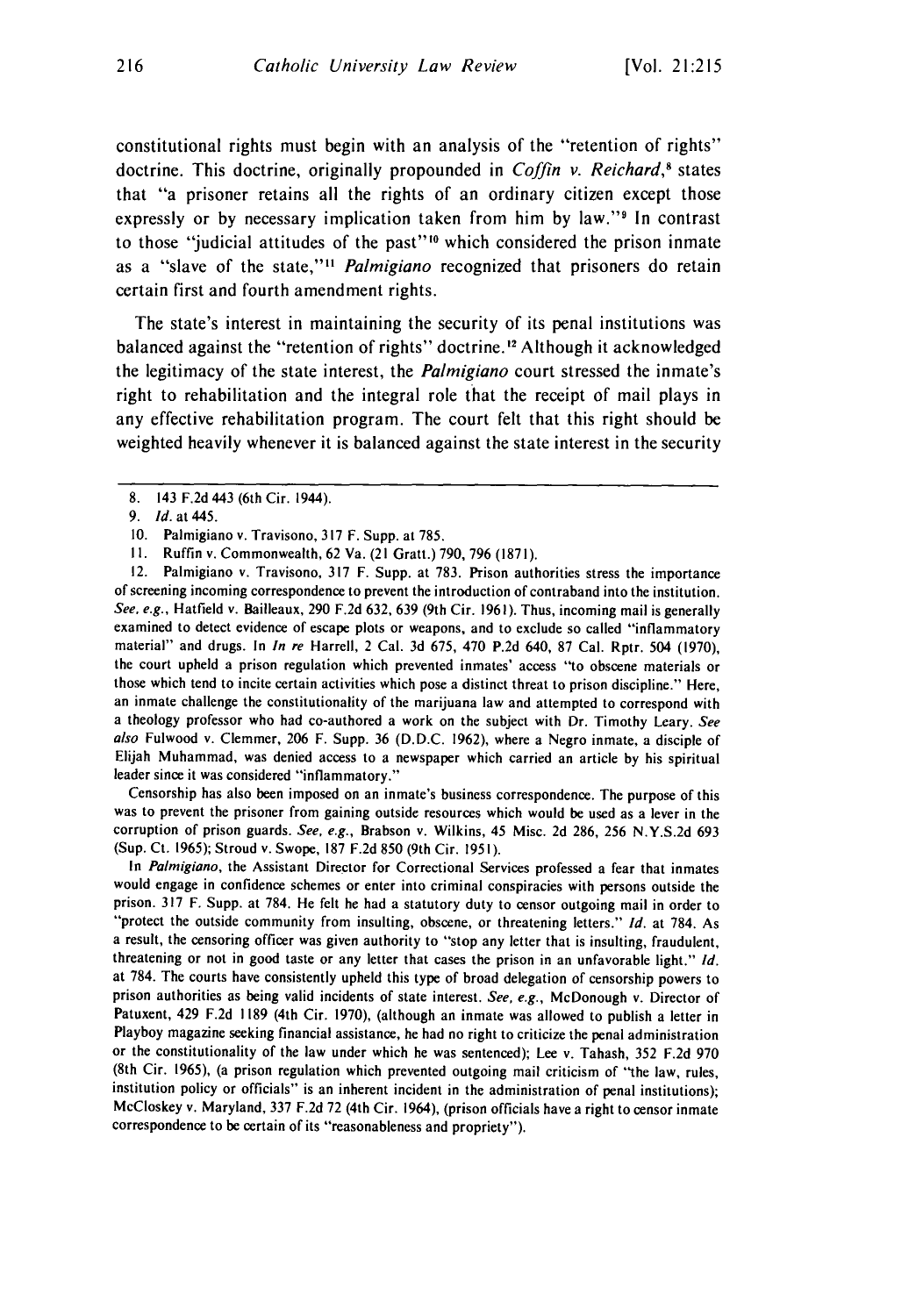constitutional rights must begin with an analysis of the "retention of rights" doctrine. This doctrine, originally propounded in *Coffin v. Reichard*,[8] states that "a prisoner retains all the rights of an ordinary citizen except those expressly or by necessary implication taken from him by law."[9] In contrast to those "judicial attitudes of the past"[10] which considered the prison inmate as a "slave of the state,"[11] *Palmigiano* recognized that prisoners do retain certain first and fourth amendment rights.

The state's interest in maintaining the security of its penal institutions was balanced against the "retention of rights" doctrine.[12] Although it acknowledged the legitimacy of the state interest, the *Palmigiano* court stressed the inmate's right to rehabilitation and the integral role that the receipt of mail plays in any effective rehabilitation program. The court felt that this right should be weighted heavily whenever it is balanced against the state interest in the security

---

8. 143 F.2d 443 (6th Cir. 1944).

9. *Id.* at 445.

10. Palmigiano v. Travisono, 317 F. Supp. at 785.

11. Ruffin v. Commonwealth, 62 Va. (21 Gratt.) 790, 796 (1871).

12. Palmigiano v. Travisono, 317 F. Supp. at 783. Prison authorities stress the importance of screening incoming correspondence to prevent the introduction of contraband into the institution. *See, e.g.*, Hatfield v. Bailleaux, 290 F.2d 632, 639 (9th Cir. 1961). Thus, incoming mail is generally examined to detect evidence of escape plots or weapons, and to exclude so called "inflammatory material" and drugs. In *In re* Harrell, 2 Cal. 3d 675, 470 P.2d 640, 87 Cal. Rptr. 504 (1970), the court upheld a prison regulation which prevented inmates' access "to obscene materials or those which tend to incite certain activities which pose a distinct threat to prison discipline." Here, an inmate challenge the constitutionality of the marijuana law and attempted to correspond with a theology professor who had co-authored a work on the subject with Dr. Timothy Leary. *See also* Fulwood v. Clemmer, 206 F. Supp. 36 (D.D.C. 1962), where a Negro inmate, a disciple of Elijah Muhammad, was denied access to a newspaper which carried an article by his spiritual leader since it was considered "inflammatory."

Censorship has also been imposed on an inmate's business correspondence. The purpose of this was to prevent the prisoner from gaining outside resources which would be used as a lever in the corruption of prison guards. *See, e.g.*, Brabson v. Wilkins, 45 Misc. 2d 286, 256 N.Y.S.2d 693 (Sup. Ct. 1965); Stroud v. Swope, 187 F.2d 850 (9th Cir. 1951).

In *Palmigiano*, the Assistant Director for Correctional Services professed a fear that inmates would engage in confidence schemes or enter into criminal conspiracies with persons outside the prison. 317 F. Supp. at 784. He felt he had a statutory duty to censor outgoing mail in order to "protect the outside community from insulting, obscene, or threatening letters." *Id.* at 784. As a result, the censoring officer was given authority to "stop any letter that is insulting, fraudulent, threatening or not in good taste or any letter that cases the prison in an unfavorable light." *Id.* at 784. The courts have consistently upheld this type of broad delegation of censorship powers to prison authorities as being valid incidents of state interest. *See, e.g.*, McDonough v. Director of Patuxent, 429 F.2d 1189 (4th Cir. 1970), (although an inmate was allowed to publish a letter in Playboy magazine seeking financial assistance, he had no right to criticize the penal administration or the constitutionality of the law under which he was sentenced); Lee v. Tahash, 352 F.2d 970 (8th Cir. 1965), (a prison regulation which prevented outgoing mail criticism of "the law, rules, institution policy or officials" is an inherent incident in the administration of penal institutions); McCloskey v. Maryland, 337 F.2d 72 (4th Cir. 1964), (prison officials have a right to censor inmate correspondence to be certain of its "reasonableness and propriety").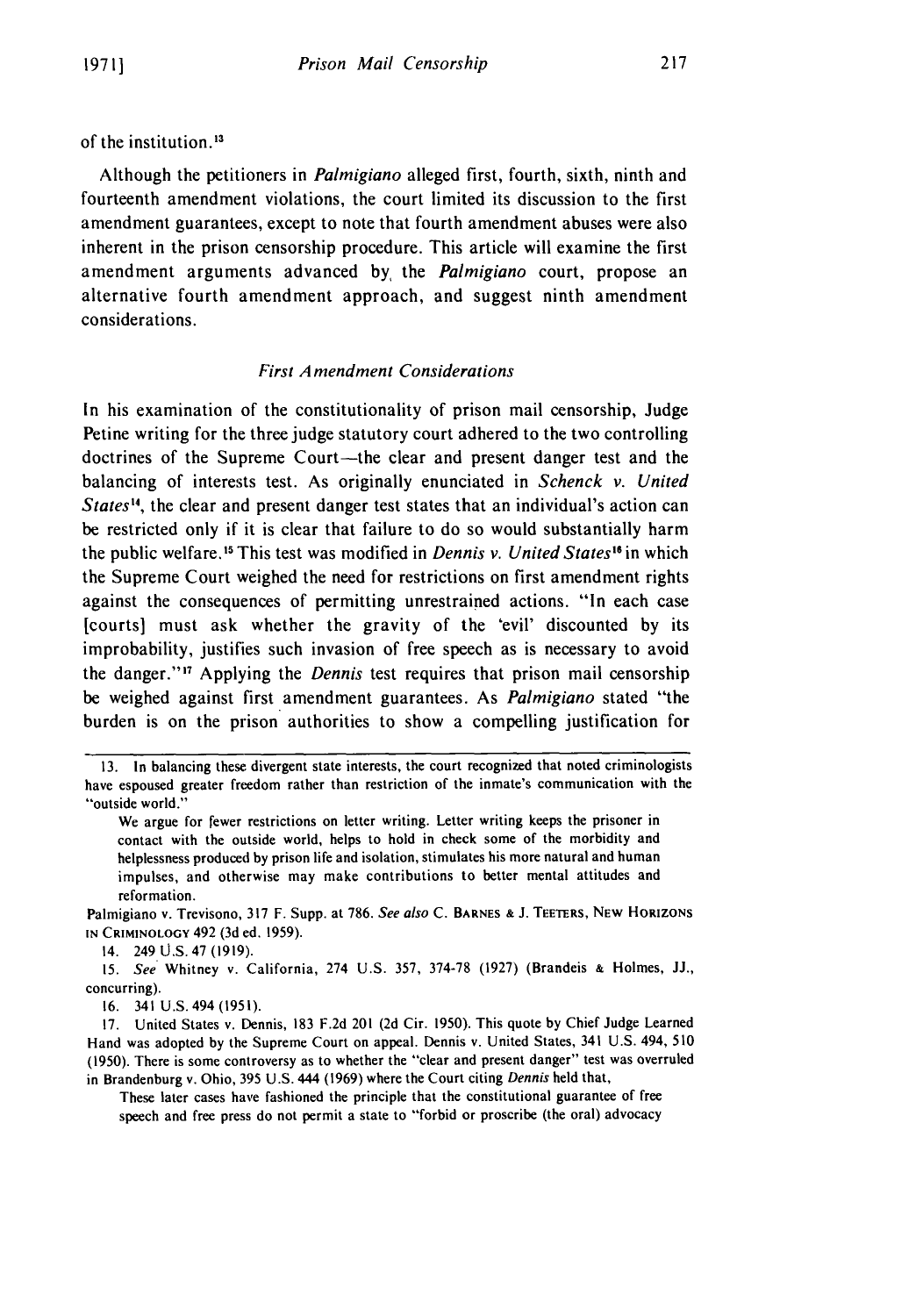of the institution.[13]

Although the petitioners in *Palmigiano* alleged first, fourth, sixth, ninth and fourteenth amendment violations, the court limited its discussion to the first amendment guarantees, except to note that fourth amendment abuses were also inherent in the prison censorship procedure. This article will examine the first amendment arguments advanced by the *Palmigiano* court, propose an alternative fourth amendment approach, and suggest ninth amendment considerations.

### *First Amendment Considerations*

In his examination of the constitutionality of prison mail censorship, Judge Petine writing for the three judge statutory court adhered to the two controlling doctrines of the Supreme Court—the clear and present danger test and the balancing of interests test. As originally enunciated in *Schenck v. United States*[14], the clear and present danger test states that an individual's action can be restricted only if it is clear that failure to do so would substantially harm the public welfare.[15] This test was modified in *Dennis v. United States*[16] in which the Supreme Court weighed the need for restrictions on first amendment rights against the consequences of permitting unrestrained actions. "In each case [courts] must ask whether the gravity of the 'evil' discounted by its improbability, justifies such invasion of free speech as is necessary to avoid the danger."[17] Applying the *Dennis* test requires that prison mail censorship be weighed against first amendment guarantees. As *Palmigiano* stated "the burden is on the prison authorities to show a compelling justification for

---

13. In balancing these divergent state interests, the court recognized that noted criminologists have espoused greater freedom rather than restriction of the inmate's communication with the "outside world."

> We argue for fewer restrictions on letter writing. Letter writing keeps the prisoner in contact with the outside world, helps to hold in check some of the morbidity and helplessness produced by prison life and isolation, stimulates his more natural and human impulses, and otherwise may make contributions to better mental attitudes and reformation.

Palmigiano v. Trevisono, 317 F. Supp. at 786. *See also* C. BARNES & J. TEETERS, NEW HORIZONS IN CRIMINOLOGY 492 (3d ed. 1959).

14. 249 U.S. 47 (1919).

15. *See* Whitney v. California, 274 U.S. 357, 374-78 (1927) (Brandeis & Holmes, JJ., concurring).

16. 341 U.S. 494 (1951).

17. United States v. Dennis, 183 F.2d 201 (2d Cir. 1950). This quote by Chief Judge Learned Hand was adopted by the Supreme Court on appeal. Dennis v. United States, 341 U.S. 494, 510 (1950). There is some controversy as to whether the "clear and present danger" test was overruled in Brandenburg v. Ohio, 395 U.S. 444 (1969) where the Court citing *Dennis* held that,

> These later cases have fashioned the principle that the constitutional guarantee of free speech and free press do not permit a state to "forbid or proscribe (the oral) advocacy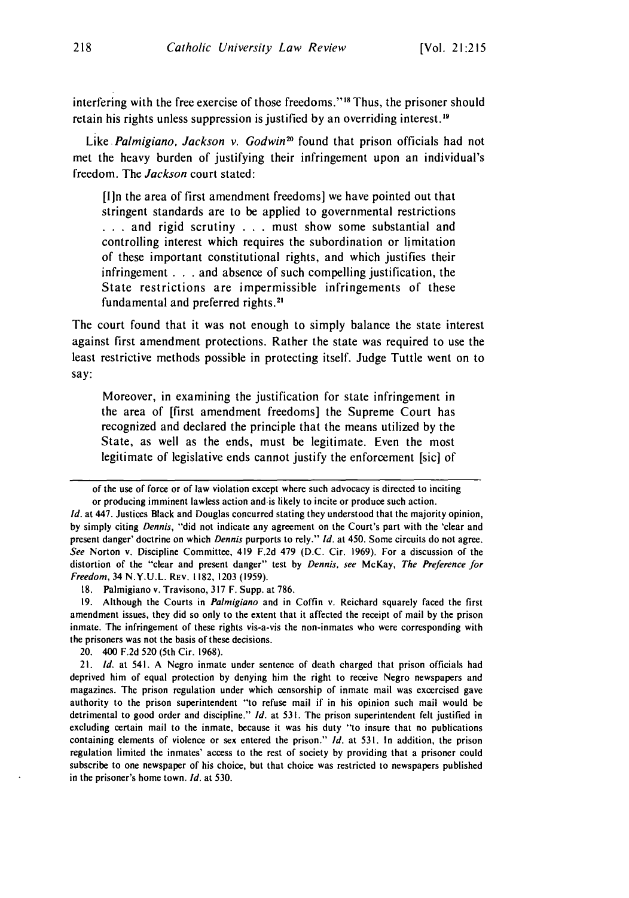interfering with the free exercise of those freedoms."[18] Thus, the prisoner should retain his rights unless suppression is justified by an overriding interest.[19]

Like *Palmigiano, Jackson v. Godwin*[20] found that prison officials had not met the heavy burden of justifying their infringement upon an individual's freedom. The *Jackson* court stated:

> [I]n the area of first amendment freedoms] we have pointed out that stringent standards are to be applied to governmental restrictions . . . and rigid scrutiny . . . must show some substantial and controlling interest which requires the subordination or limitation of these important constitutional rights, and which justifies their infringement . . . and absence of such compelling justification, the State restrictions are impermissible infringements of these fundamental and preferred rights.[21]

The court found that it was not enough to simply balance the state interest against first amendment protections. Rather the state was required to use the least restrictive methods possible in protecting itself. Judge Tuttle went on to say:

> Moreover, in examining the justification for state infringement in the area of [first amendment freedoms] the Supreme Court has recognized and declared the principle that the means utilized by the State, as well as the ends, must be legitimate. Even the most legitimate of legislative ends cannot justify the enforcement [sic] of

---

of the use of force or of law violation except where such advocacy is directed to inciting or producing imminent lawless action and is likely to incite or produce such action.

*Id.* at 447. Justices Black and Douglas concurred stating they understood that the majority opinion, by simply citing *Dennis*, "did not indicate any agreement on the Court's part with the 'clear and present danger' doctrine on which *Dennis* purports to rely." *Id.* at 450. Some circuits do not agree. *See* Norton v. Discipline Committee, 419 F.2d 479 (D.C. Cir. 1969). For a discussion of the distortion of the "clear and present danger" test by *Dennis, see* McKay, *The Preference for Freedom*, 34 N.Y.U.L. Rev. 1182, 1203 (1959).

18. Palmigiano v. Travisono, 317 F. Supp. at 786.

19. Although the Courts in *Palmigiano* and in Coffin v. Reichard squarely faced the first amendment issues, they did so only to the extent that it affected the receipt of mail by the prison inmate. The infringement of these rights vis-a-vis the non-inmates who were corresponding with the prisoners was not the basis of these decisions.

20. 400 F.2d 520 (5th Cir. 1968).

21. *Id.* at 541. A Negro inmate under sentence of death charged that prison officials had deprived him of equal protection by denying him the right to receive Negro newspapers and magazines. The prison regulation under which censorship of inmate mail was excercised gave authority to the prison superintendent "to refuse mail if in his opinion such mail would be detrimental to good order and discipline." *Id.* at 531. The prison superintendent felt justified in excluding certain mail to the inmate, because it was his duty "to insure that no publications containing elements of violence or sex entered the prison." *Id.* at 531. In addition, the prison regulation limited the inmates' access to the rest of society by providing that a prisoner could subscribe to one newspaper of his choice, but that choice was restricted to newspapers published in the prisoner's home town. *Id.* at 530.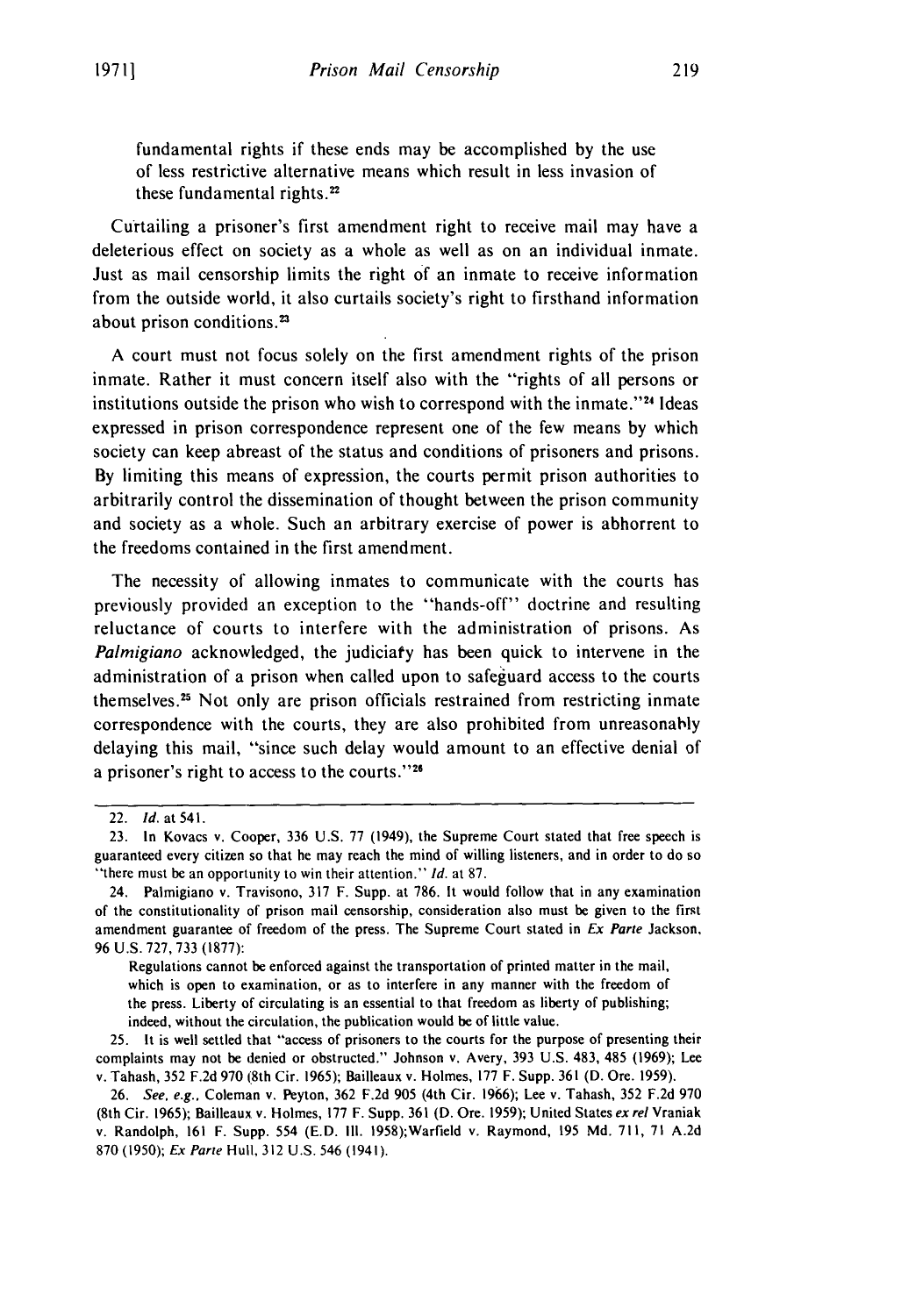> fundamental rights if these ends may be accomplished by the use of less restrictive alternative means which result in less invasion of these fundamental rights.[22]

Curtailing a prisoner's first amendment right to receive mail may have a deleterious effect on society as a whole as well as on an individual inmate. Just as mail censorship limits the right of an inmate to receive information from the outside world, it also curtails society's right to firsthand information about prison conditions.[23]

A court must not focus solely on the first amendment rights of the prison inmate. Rather it must concern itself also with the "rights of all persons or institutions outside the prison who wish to correspond with the inmate."[24] Ideas expressed in prison correspondence represent one of the few means by which society can keep abreast of the status and conditions of prisoners and prisons. By limiting this means of expression, the courts permit prison authorities to arbitrarily control the dissemination of thought between the prison community and society as a whole. Such an arbitrary exercise of power is abhorrent to the freedoms contained in the first amendment.

The necessity of allowing inmates to communicate with the courts has previously provided an exception to the "hands-off" doctrine and resulting reluctance of courts to interfere with the administration of prisons. As *Palmigiano* acknowledged, the judiciary has been quick to intervene in the administration of a prison when called upon to safeguard access to the courts themselves.[25] Not only are prison officials restrained from restricting inmate correspondence with the courts, they are also prohibited from unreasonably delaying this mail, "since such delay would amount to an effective denial of a prisoner's right to access to the courts."[26]

---

22. *Id.* at 541.

23. In Kovacs v. Cooper, 336 U.S. 77 (1949), the Supreme Court stated that free speech is guaranteed every citizen so that he may reach the mind of willing listeners, and in order to do so "there must be an opportunity to win their attention." *Id.* at 87.

24. Palmigiano v. Travisono, 317 F. Supp. at 786. It would follow that in any examination of the constitutionality of prison mail censorship, consideration also must be given to the first amendment guarantee of freedom of the press. The Supreme Court stated in *Ex Parte* Jackson, 96 U.S. 727, 733 (1877):

> Regulations cannot be enforced against the transportation of printed matter in the mail, which is open to examination, or as to interfere in any manner with the freedom of the press. Liberty of circulating is an essential to that freedom as liberty of publishing; indeed, without the circulation, the publication would be of little value.

25. It is well settled that "access of prisoners to the courts for the purpose of presenting their complaints may not be denied or obstructed." Johnson v. Avery, 393 U.S. 483, 485 (1969); Lee v. Tahash, 352 F.2d 970 (8th Cir. 1965); Bailleaux v. Holmes, 177 F. Supp. 361 (D. Ore. 1959).

26. *See, e.g.*, Coleman v. Peyton, 362 F.2d 905 (4th Cir. 1966); Lee v. Tahash, 352 F.2d 970 (8th Cir. 1965); Bailleaux v. Holmes, 177 F. Supp. 361 (D. Ore. 1959); United States *ex rel* Vraniak v. Randolph, 161 F. Supp. 554 (E.D. Ill. 1958);Warfield v. Raymond, 195 Md. 711, 71 A.2d 870 (1950); *Ex Parte* Hull, 312 U.S. 546 (1941).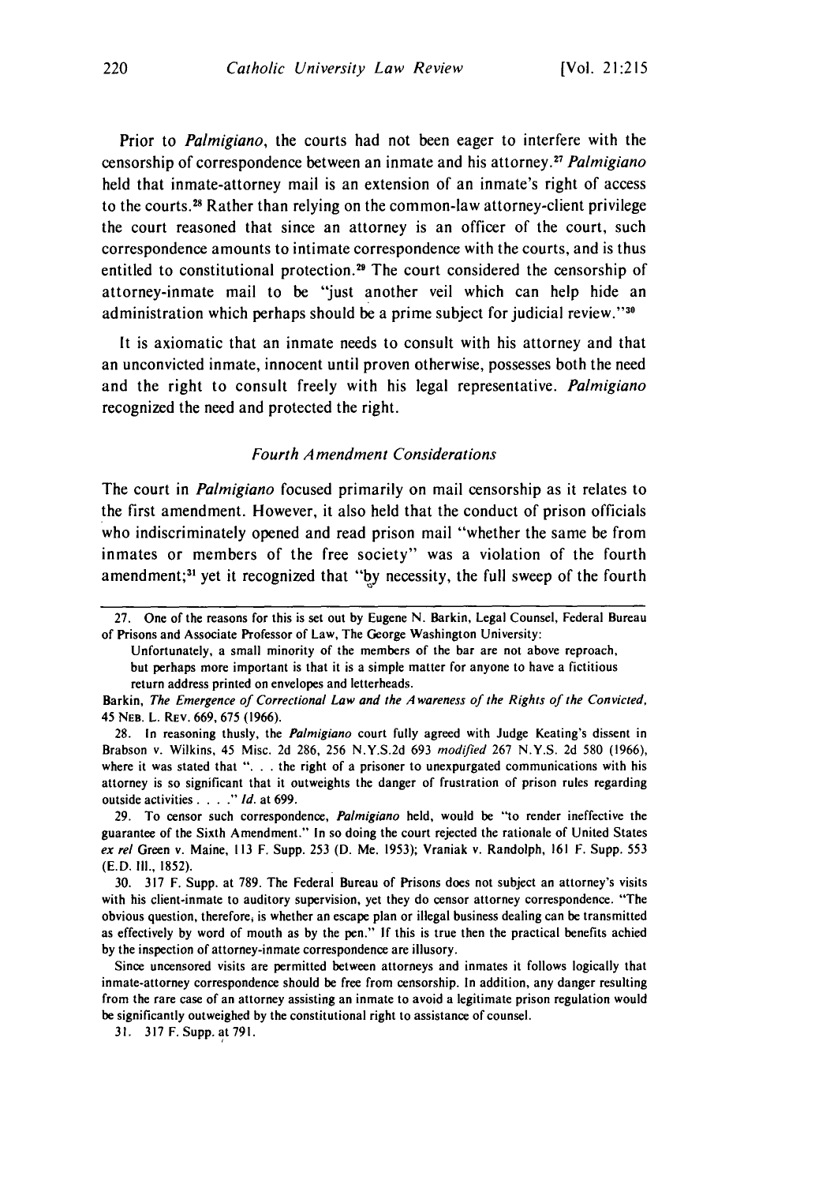Prior to *Palmigiano*, the courts had not been eager to interfere with the censorship of correspondence between an inmate and his attorney.[27] *Palmigiano* held that inmate-attorney mail is an extension of an inmate's right of access to the courts.[28] Rather than relying on the common-law attorney-client privilege the court reasoned that since an attorney is an officer of the court, such correspondence amounts to intimate correspondence with the courts, and is thus entitled to constitutional protection.[29] The court considered the censorship of attorney-inmate mail to be "just another veil which can help hide an administration which perhaps should be a prime subject for judicial review."[30]

It is axiomatic that an inmate needs to consult with his attorney and that an unconvicted inmate, innocent until proven otherwise, possesses both the need and the right to consult freely with his legal representative. *Palmigiano* recognized the need and protected the right.

### *Fourth Amendment Considerations*

The court in *Palmigiano* focused primarily on mail censorship as it relates to the first amendment. However, it also held that the conduct of prison officials who indiscriminately opened and read prison mail "whether the same be from inmates or members of the free society" was a violation of the fourth amendment;[31] yet it recognized that "by necessity, the full sweep of the fourth

---

27. One of the reasons for this is set out by Eugene N. Barkin, Legal Counsel, Federal Bureau of Prisons and Associate Professor of Law, The George Washington University:

> Unfortunately, a small minority of the members of the bar are not above reproach, but perhaps more important is that it is a simple matter for anyone to have a fictitious return address printed on envelopes and letterheads.

Barkin, *The Emergence of Correctional Law and the Awareness of the Rights of the Convicted*, 45 NEB. L. REV. 669, 675 (1966).

28. In reasoning thusly, the *Palmigiano* court fully agreed with Judge Keating's dissent in Brabson v. Wilkins, 45 Misc. 2d 286, 256 N.Y.S.2d 693 *modified* 267 N.Y.S. 2d 580 (1966), where it was stated that ". . . the right of a prisoner to unexpurgated communications with his attorney is so significant that it outweights the danger of frustration of prison rules regarding outside activities . . . ." *Id.* at 699.

29. To censor such correspondence, *Palmigiano* held, would be "to render ineffective the guarantee of the Sixth Amendment." In so doing the court rejected the rationale of United States *ex rel* Green v. Maine, 113 F. Supp. 253 (D. Me. 1953); Vraniak v. Randolph, 161 F. Supp. 553 (E.D. Ill., 1852).

30. 317 F. Supp. at 789. The Federal Bureau of Prisons does not subject an attorney's visits with his client-inmate to auditory supervision, yet they do censor attorney correspondence. "The obvious question, therefore, is whether an escape plan or illegal business dealing can be transmitted as effectively by word of mouth as by the pen." If this is true then the practical benefits achied by the inspection of attorney-inmate correspondence are illusory.

Since uncensored visits are permitted between attorneys and inmates it follows logically that inmate-attorney correspondence should be free from censorship. In addition, any danger resulting from the rare case of an attorney assisting an inmate to avoid a legitimate prison regulation would be significantly outweighed by the constitutional right to assistance of counsel.

31. 317 F. Supp. at 791.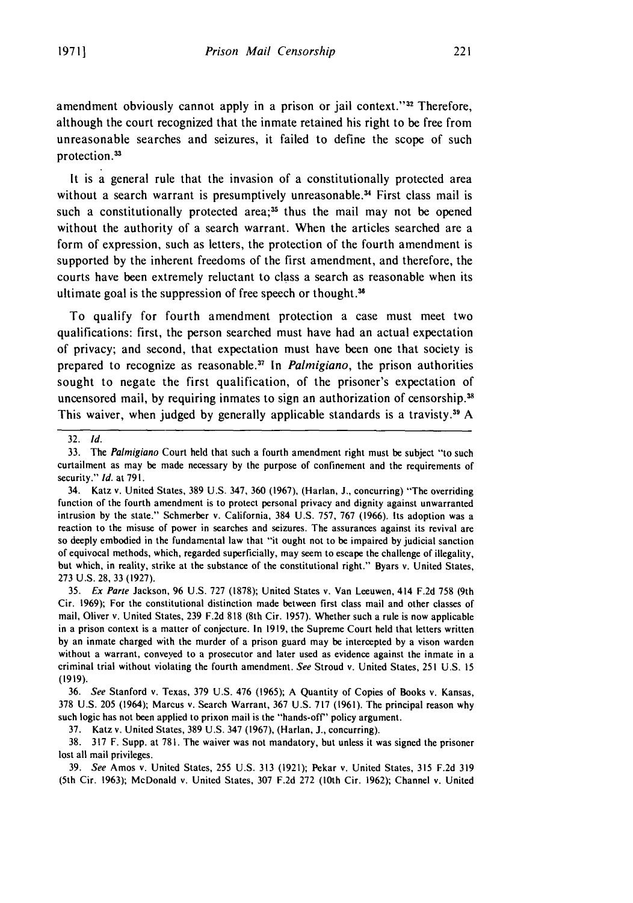amendment obviously cannot apply in a prison or jail context."[32] Therefore, although the court recognized that the inmate retained his right to be free from unreasonable searches and seizures, it failed to define the scope of such protection.[33]

It is a general rule that the invasion of a constitutionally protected area without a search warrant is presumptively unreasonable.[34] First class mail is such a constitutionally protected area;[35] thus the mail may not be opened without the authority of a search warrant. When the articles searched are a form of expression, such as letters, the protection of the fourth amendment is supported by the inherent freedoms of the first amendment, and therefore, the courts have been extremely reluctant to class a search as reasonable when its ultimate goal is the suppression of free speech or thought.[36]

To qualify for fourth amendment protection a case must meet two qualifications: first, the person searched must have had an actual expectation of privacy; and second, that expectation must have been one that society is prepared to recognize as reasonable.[37] In *Palmigiano*, the prison authorities sought to negate the first qualification, of the prisoner's expectation of uncensored mail, by requiring inmates to sign an authorization of censorship.[38] This waiver, when judged by generally applicable standards is a travisty.[39] A

---

32. *Id.*

33. The *Palmigiano* Court held that such a fourth amendment right must be subject "to such curtailment as may be made necessary by the purpose of confinement and the requirements of security." *Id.* at 791.

34. Katz v. United States, 389 U.S. 347, 360 (1967), (Harlan, J., concurring) "The overriding function of the fourth amendment is to protect personal privacy and dignity against unwarranted intrusion by the state." Schmerber v. California, 384 U.S. 757, 767 (1966). Its adoption was a reaction to the misuse of power in searches and seizures. The assurances against its revival are so deeply embodied in the fundamental law that "it ought not to be impaired by judicial sanction of equivocal methods, which, regarded superficially, may seem to escape the challenge of illegality, but which, in reality, strike at the substance of the constitutional right." Byars v. United States, 273 U.S. 28, 33 (1927).

35. *Ex Parte* Jackson, 96 U.S. 727 (1878); United States v. Van Leeuwen, 414 F.2d 758 (9th Cir. 1969); For the constitutional distinction made between first class mail and other classes of mail, Oliver v. United States, 239 F.2d 818 (8th Cir. 1957). Whether such a rule is now applicable in a prison context is a matter of conjecture. In 1919, the Supreme Court held that letters written by an inmate charged with the murder of a prison guard may be intercepted by a vison warden without a warrant, conveyed to a prosecutor and later used as evidence against the inmate in a criminal trial without violating the fourth amendment. *See* Stroud v. United States, 251 U.S. 15 (1919).

36. *See* Stanford v. Texas, 379 U.S. 476 (1965); A Quantity of Copies of Books v. Kansas, 378 U.S. 205 (1964); Marcus v. Search Warrant, 367 U.S. 717 (1961). The principal reason why such logic has not been applied to prixon mail is the "hands-off" policy argument.

37. Katz v. United States, 389 U.S. 347 (1967), (Harlan, J., concurring).

38. 317 F. Supp. at 781. The waiver was not mandatory, but unless it was signed the prisoner lost all mail privileges.

39. *See* Amos v. United States, 255 U.S. 313 (1921); Pekar v. United States, 315 F.2d 319 (5th Cir. 1963); McDonald v. United States, 307 F.2d 272 (10th Cir. 1962); Channel v. United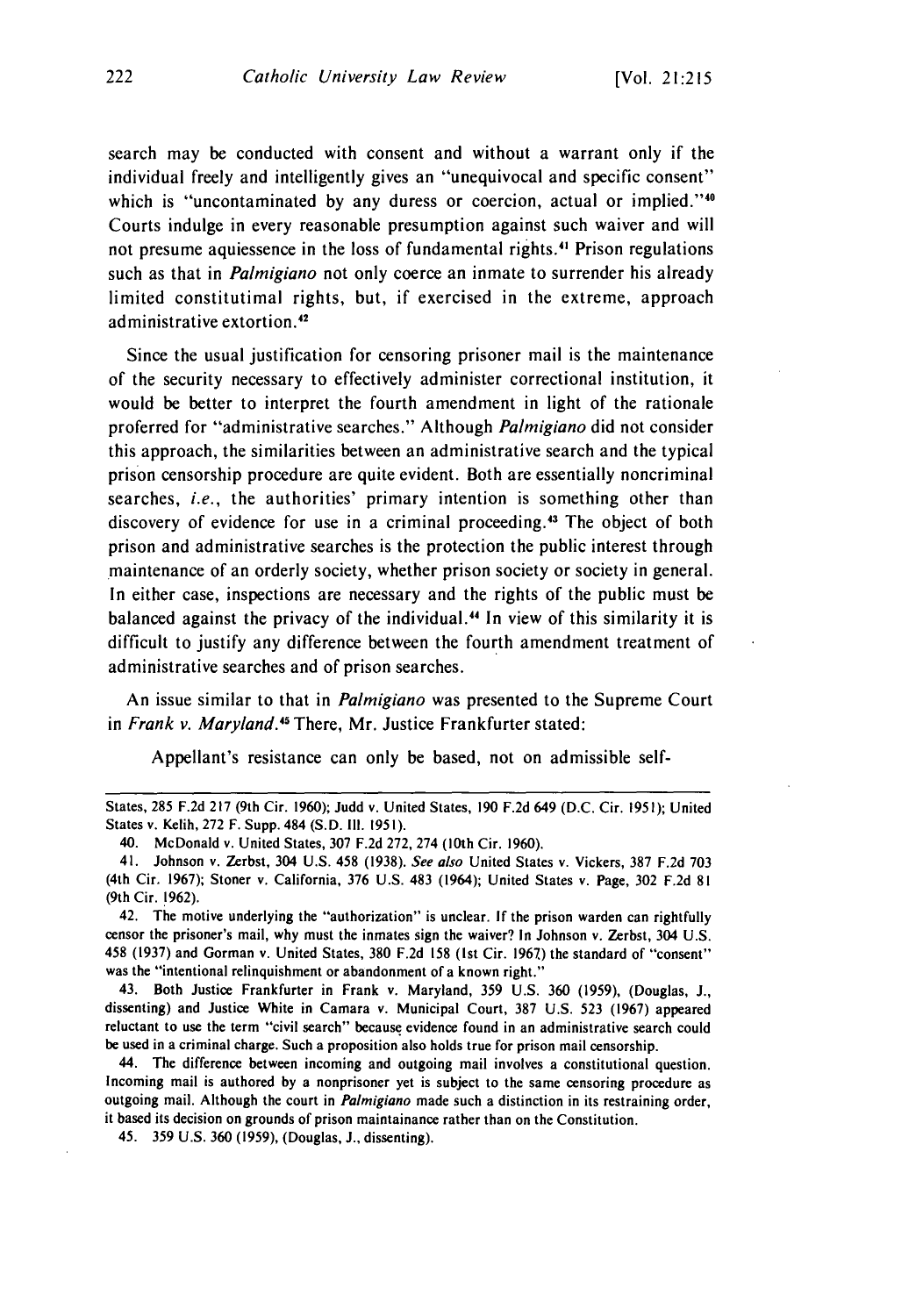search may be conducted with consent and without a warrant only if the individual freely and intelligently gives an "unequivocal and specific consent" which is "uncontaminated by any duress or coercion, actual or implied."[40] Courts indulge in every reasonable presumption against such waiver and will not presume aquiescence in the loss of fundamental rights.[41] Prison regulations such as that in *Palmigiano* not only coerce an inmate to surrender his already limited constitutimal rights, but, if exercised in the extreme, approach administrative extortion.[42]

Since the usual justification for censoring prisoner mail is the maintenance of the security necessary to effectively administer correctional institution, it would be better to interpret the fourth amendment in light of the rationale proferred for "administrative searches." Although *Palmigiano* did not consider this approach, the similarities between an administrative search and the typical prison censorship procedure are quite evident. Both are essentially noncriminal searches, *i.e.*, the authorities' primary intention is something other than discovery of evidence for use in a criminal proceeding.[43] The object of both prison and administrative searches is the protection the public interest through maintenance of an orderly society, whether prison society or society in general. In either case, inspections are necessary and the rights of the public must be balanced against the privacy of the individual.[44] In view of this similarity it is difficult to justify any difference between the fourth amendment treatment of administrative searches and of prison searches.

An issue similar to that in *Palmigiano* was presented to the Supreme Court in *Frank v. Maryland*.[45] There, Mr. Justice Frankfurter stated:

> Appellant's resistance can only be based, not on admissible self-

---

States, 285 F.2d 217 (9th Cir. 1960); Judd v. United States, 190 F.2d 649 (D.C. Cir. 1951); United States v. Kelih, 272 F. Supp. 484 (S.D. Ill. 1951).

40. McDonald v. United States, 307 F.2d 272, 274 (10th Cir. 1960).

41. Johnson v. Zerbst, 304 U.S. 458 (1938). *See also* United States v. Vickers, 387 F.2d 703 (4th Cir. 1967); Stoner v. California, 376 U.S. 483 (1964); United States v. Page, 302 F.2d 81 (9th Cir. 1962).

42. The motive underlying the "authorization" is unclear. If the prison warden can rightfully censor the prisoner's mail, why must the inmates sign the waiver? In Johnson v. Zerbst, 304 U.S. 458 (1937) and Gorman v. United States, 380 F.2d 158 (1st Cir. 1967) the standard of "consent" was the "intentional relinquishment or abandonment of a known right."

43. Both Justice Frankfurter in Frank v. Maryland, 359 U.S. 360 (1959), (Douglas, J., dissenting) and Justice White in Camara v. Municipal Court, 387 U.S. 523 (1967) appeared reluctant to use the term "civil search" because evidence found in an administrative search could be used in a criminal charge. Such a proposition also holds true for prison mail censorship.

44. The difference between incoming and outgoing mail involves a constitutional question. Incoming mail is authored by a nonprisoner yet is subject to the same censoring procedure as outgoing mail. Although the court in *Palmigiano* made such a distinction in its restraining order, it based its decision on grounds of prison maintainance rather than on the Constitution.

45. 359 U.S. 360 (1959), (Douglas, J., dissenting).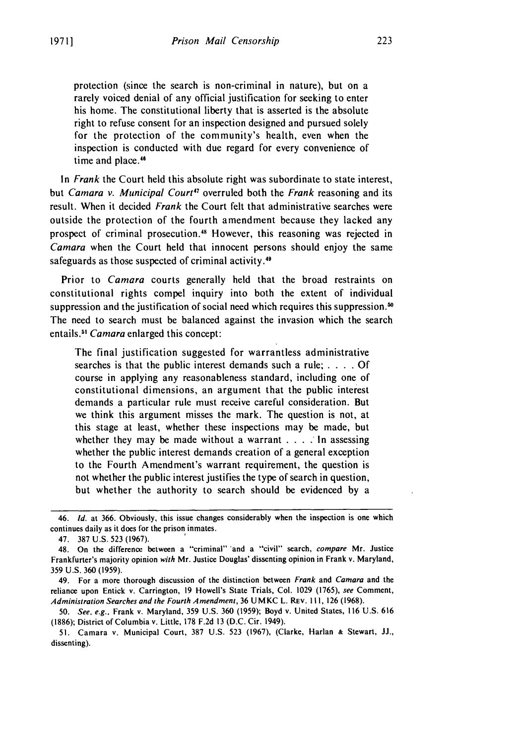> protection (since the search is non-criminal in nature), but on a rarely voiced denial of any official justification for seeking to enter his home. The constitutional liberty that is asserted is the absolute right to refuse consent for an inspection designed and pursued solely for the protection of the community's health, even when the inspection is conducted with due regard for every convenience of time and place.[46]

In *Frank* the Court held this absolute right was subordinate to state interest, but *Camara v. Municipal Court*[47] overruled both the *Frank* reasoning and its result. When it decided *Frank* the Court felt that administrative searches were outside the protection of the fourth amendment because they lacked any prospect of criminal prosecution.[48] However, this reasoning was rejected in *Camara* when the Court held that innocent persons should enjoy the same safeguards as those suspected of criminal activity.[49]

Prior to *Camara* courts generally held that the broad restraints on constitutional rights compel inquiry into both the extent of individual suppression and the justification of social need which requires this suppression.[50] The need to search must be balanced against the invasion which the search entails.[51] *Camara* enlarged this concept:

> The final justification suggested for warrantless administrative searches is that the public interest demands such a rule; . . . . Of course in applying any reasonableness standard, including one of constitutional dimensions, an argument that the public interest demands a particular rule must receive careful consideration. But we think this argument misses the mark. The question is not, at this stage at least, whether these inspections may be made, but whether they may be made without a warrant . . . . In assessing whether the public interest demands creation of a general exception to the Fourth Amendment's warrant requirement, the question is not whether the public interest justifies the type of search in question, but whether the authority to search should be evidenced by a

---

46. *Id.* at 366. Obviously, this issue changes considerably when the inspection is one which continues daily as it does for the prison inmates.

47. 387 U.S. 523 (1967).

48. On the difference between a "criminal" and a "civil" search, *compare* Mr. Justice Frankfurter's majority opinion *with* Mr. Justice Douglas' dissenting opinion in Frank v. Maryland, 359 U.S. 360 (1959).

49. For a more thorough discussion of the distinction between *Frank* and *Camara* and the reliance upon Entick v. Carrington, 19 Howell's State Trials, Col. 1029 (1765), *see* Comment, *Administration Searches and the Fourth Amendment*, 36 UMKC L. REV. 111, 126 (1968).

50. *See, e.g.*, Frank v. Maryland, 359 U.S. 360 (1959); Boyd v. United States, 116 U.S. 616 (1886); District of Columbia v. Little, 178 F.2d 13 (D.C. Cir. 1949).

51. Camara v. Municipal Court, 387 U.S. 523 (1967), (Clarke, Harlan & Stewart, JJ., dissenting).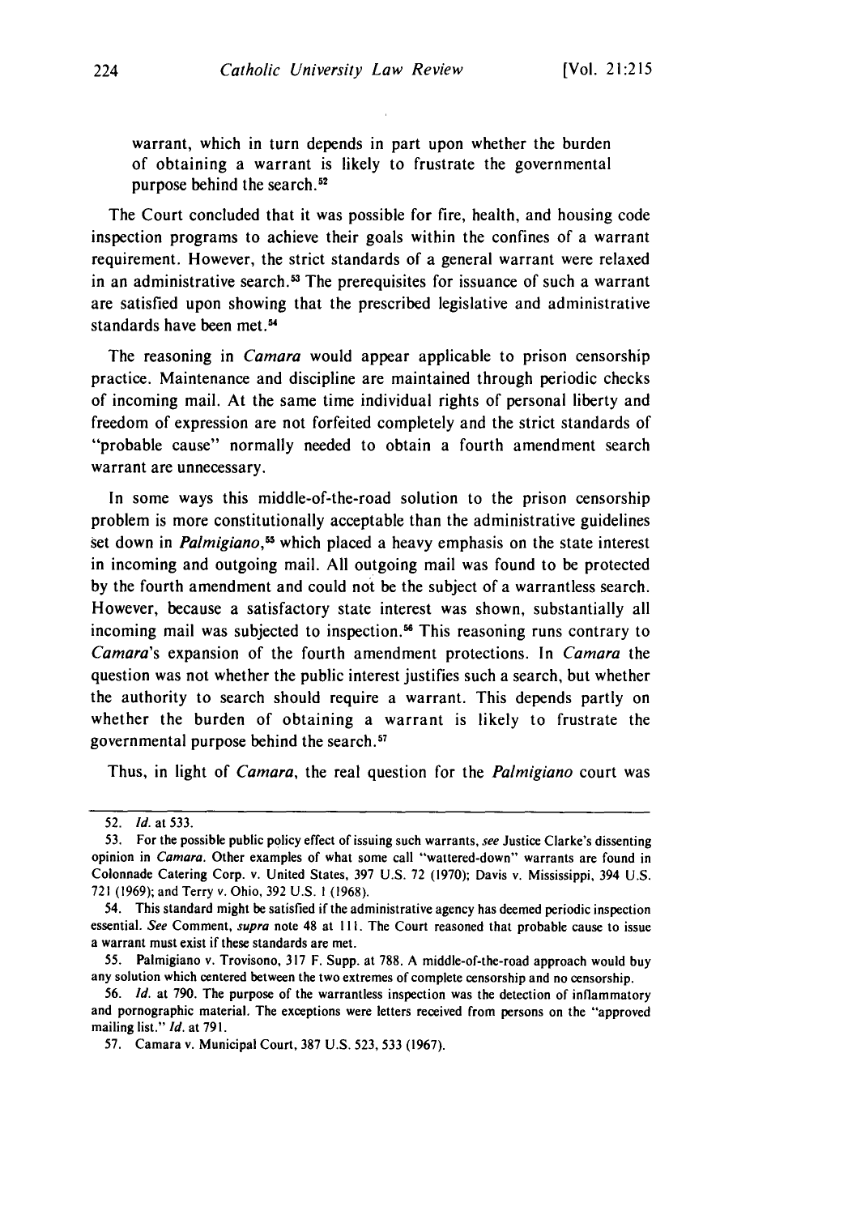warrant, which in turn depends in part upon whether the burden of obtaining a warrant is likely to frustrate the governmental purpose behind the search.[52]

The Court concluded that it was possible for fire, health, and housing code inspection programs to achieve their goals within the confines of a warrant requirement. However, the strict standards of a general warrant were relaxed in an administrative search.[53] The prerequisites for issuance of such a warrant are satisfied upon showing that the prescribed legislative and administrative standards have been met.[54]

The reasoning in *Camara* would appear applicable to prison censorship practice. Maintenance and discipline are maintained through periodic checks of incoming mail. At the same time individual rights of personal liberty and freedom of expression are not forfeited completely and the strict standards of "probable cause" normally needed to obtain a fourth amendment search warrant are unnecessary.

In some ways this middle-of-the-road solution to the prison censorship problem is more constitutionally acceptable than the administrative guidelines set down in *Palmigiano*,[55] which placed a heavy emphasis on the state interest in incoming and outgoing mail. All outgoing mail was found to be protected by the fourth amendment and could not be the subject of a warrantless search. However, because a satisfactory state interest was shown, substantially all incoming mail was subjected to inspection.[56] This reasoning runs contrary to *Camara*'s expansion of the fourth amendment protections. In *Camara* the question was not whether the public interest justifies such a search, but whether the authority to search should require a warrant. This depends partly on whether the burden of obtaining a warrant is likely to frustrate the governmental purpose behind the search.[57]

Thus, in light of *Camara*, the real question for the *Palmigiano* court was

---

52. *Id.* at 533.

53. For the possible public policy effect of issuing such warrants, *see* Justice Clarke's dissenting opinion in *Camara*. Other examples of what some call "wattered-down" warrants are found in Colonnade Catering Corp. v. United States, 397 U.S. 72 (1970); Davis v. Mississippi, 394 U.S. 721 (1969); and Terry v. Ohio, 392 U.S. 1 (1968).

54. This standard might be satisfied if the administrative agency has deemed periodic inspection essential. *See* Comment, *supra* note 48 at 111. The Court reasoned that probable cause to issue a warrant must exist if these standards are met.

55. Palmigiano v. Trovisono, 317 F. Supp. at 788. A middle-of-the-road approach would buy any solution which centered between the two extremes of complete censorship and no censorship.

56. *Id.* at 790. The purpose of the warrantless inspection was the detection of inflammatory and pornographic material. The exceptions were letters received from persons on the "approved mailing list." *Id.* at 791.

57. Camara v. Municipal Court, 387 U.S. 523, 533 (1967).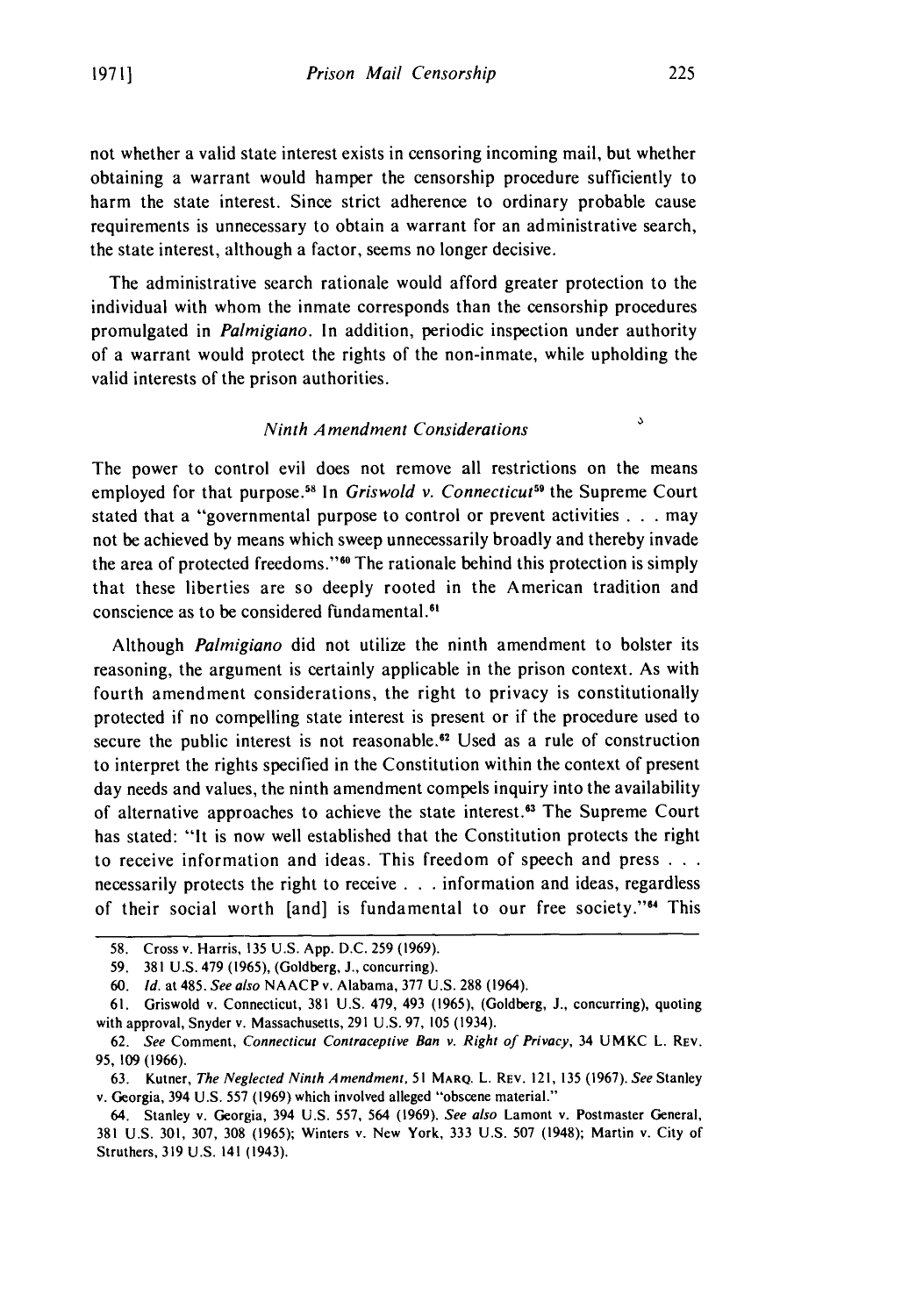not whether a valid state interest exists in censoring incoming mail, but whether obtaining a warrant would hamper the censorship procedure sufficiently to harm the state interest. Since strict adherence to ordinary probable cause requirements is unnecessary to obtain a warrant for an administrative search, the state interest, although a factor, seems no longer decisive.

The administrative search rationale would afford greater protection to the individual with whom the inmate corresponds than the censorship procedures promulgated in *Palmigiano*. In addition, periodic inspection under authority of a warrant would protect the rights of the non-inmate, while upholding the valid interests of the prison authorities.

### *Ninth Amendment Considerations*

The power to control evil does not remove all restrictions on the means employed for that purpose.[58] In *Griswold v. Connecticut*[59] the Supreme Court stated that a "governmental purpose to control or prevent activities . . . may not be achieved by means which sweep unnecessarily broadly and thereby invade the area of protected freedoms."[60] The rationale behind this protection is simply that these liberties are so deeply rooted in the American tradition and conscience as to be considered fundamental.[61]

Although *Palmigiano* did not utilize the ninth amendment to bolster its reasoning, the argument is certainly applicable in the prison context. As with fourth amendment considerations, the right to privacy is constitutionally protected if no compelling state interest is present or if the procedure used to secure the public interest is not reasonable.[62] Used as a rule of construction to interpret the rights specified in the Constitution within the context of present day needs and values, the ninth amendment compels inquiry into the availability of alternative approaches to achieve the state interest.[63] The Supreme Court has stated: "It is now well established that the Constitution protects the right to receive information and ideas. This freedom of speech and press . . . necessarily protects the right to receive . . . information and ideas, regardless of their social worth [and] is fundamental to our free society."[64] This

---

58. Cross v. Harris, 135 U.S. App. D.C. 259 (1969).

59. 381 U.S. 479 (1965), (Goldberg, J., concurring).

60. *Id.* at 485. *See also* NAACP v. Alabama, 377 U.S. 288 (1964).

61. Griswold v. Connecticut, 381 U.S. 479, 493 (1965), (Goldberg, J., concurring), quoting with approval, Snyder v. Massachusetts, 291 U.S. 97, 105 (1934).

62. *See* Comment, *Connecticut Contraceptive Ban v. Right of Privacy*, 34 UMKC L. REV. 95, 109 (1966).

63. Kutner, *The Neglected Ninth Amendment*, 51 MARQ. L. REV. 121, 135 (1967). *See* Stanley v. Georgia, 394 U.S. 557 (1969) which involved alleged "obscene material."

64. Stanley v. Georgia, 394 U.S. 557, 564 (1969). *See also* Lamont v. Postmaster General, 381 U.S. 301, 307, 308 (1965); Winters v. New York, 333 U.S. 507 (1948); Martin v. City of Struthers, 319 U.S. 141 (1943).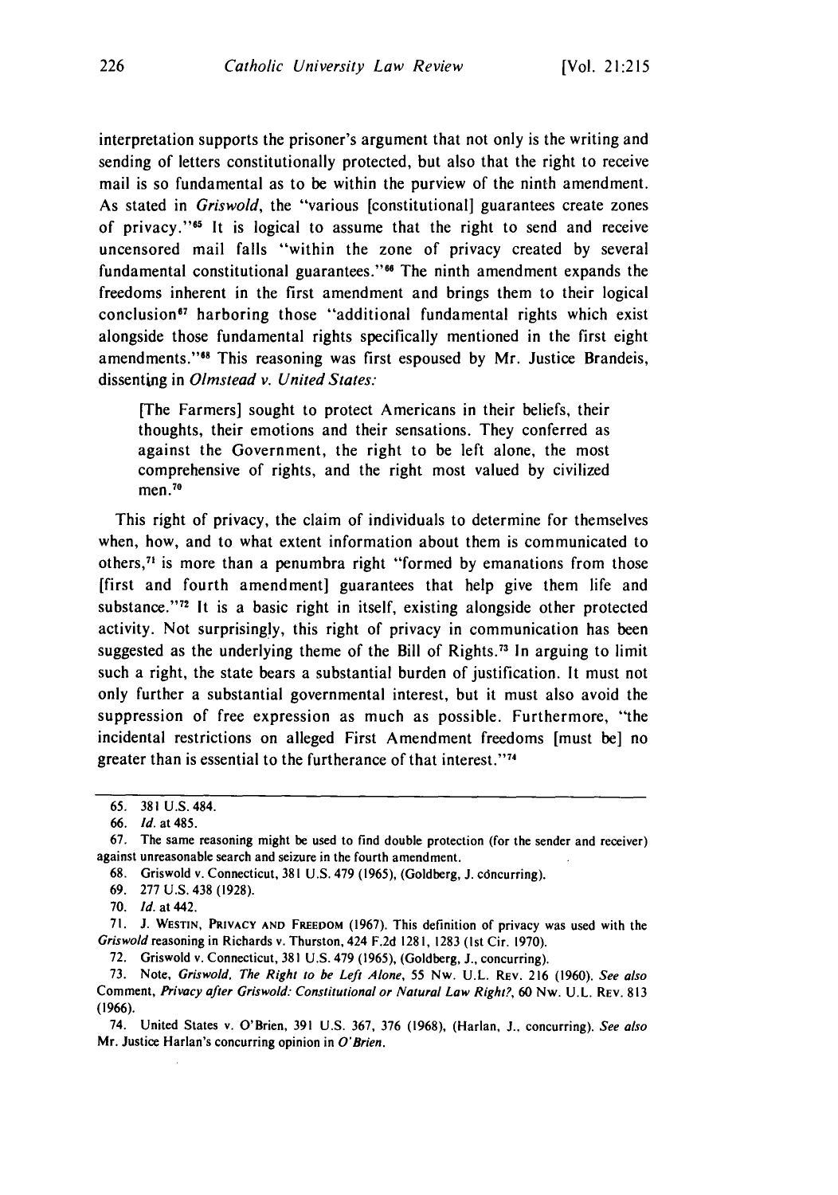interpretation supports the prisoner's argument that not only is the writing and sending of letters constitutionally protected, but also that the right to receive mail is so fundamental as to be within the purview of the ninth amendment. As stated in *Griswold*, the "various [constitutional] guarantees create zones of privacy."[65] It is logical to assume that the right to send and receive uncensored mail falls "within the zone of privacy created by several fundamental constitutional guarantees."[66] The ninth amendment expands the freedoms inherent in the first amendment and brings them to their logical conclusion[67] harboring those "additional fundamental rights which exist alongside those fundamental rights specifically mentioned in the first eight amendments."[68] This reasoning was first espoused by Mr. Justice Brandeis, dissenting in *Olmstead v. United States:*

> [The Farmers] sought to protect Americans in their beliefs, their thoughts, their emotions and their sensations. They conferred as against the Government, the right to be left alone, the most comprehensive of rights, and the right most valued by civilized men.[70]

This right of privacy, the claim of individuals to determine for themselves when, how, and to what extent information about them is communicated to others,[71] is more than a penumbra right "formed by emanations from those [first and fourth amendment] guarantees that help give them life and substance."[72] It is a basic right in itself, existing alongside other protected activity. Not surprisingly, this right of privacy in communication has been suggested as the underlying theme of the Bill of Rights.[73] In arguing to limit such a right, the state bears a substantial burden of justification. It must not only further a substantial governmental interest, but it must also avoid the suppression of free expression as much as possible. Furthermore, "the incidental restrictions on alleged First Amendment freedoms [must be] no greater than is essential to the furtherance of that interest."[74]

---

65. 381 U.S. 484.

66. *Id.* at 485.

67. The same reasoning might be used to find double protection (for the sender and receiver) against unreasonable search and seizure in the fourth amendment.

68. Griswold v. Connecticut, 381 U.S. 479 (1965), (Goldberg, J. concurring).

69. 277 U.S. 438 (1928).

70. *Id.* at 442.

71. J. Westin, Privacy and Freedom (1967). This definition of privacy was used with the *Griswold* reasoning in Richards v. Thurston, 424 F.2d 1281, 1283 (1st Cir. 1970).

72. Griswold v. Connecticut, 381 U.S. 479 (1965), (Goldberg, J., concurring).

73. Note, *Griswold, The Right to be Left Alone*, 55 Nw. U.L. Rev. 216 (1960). *See also* Comment, *Privacy after Griswold: Constitutional or Natural Law Right?*, 60 Nw. U.L. Rev. 813 (1966).

74. United States v. O'Brien, 391 U.S. 367, 376 (1968), (Harlan, J., concurring). *See also* Mr. Justice Harlan's concurring opinion in *O'Brien*.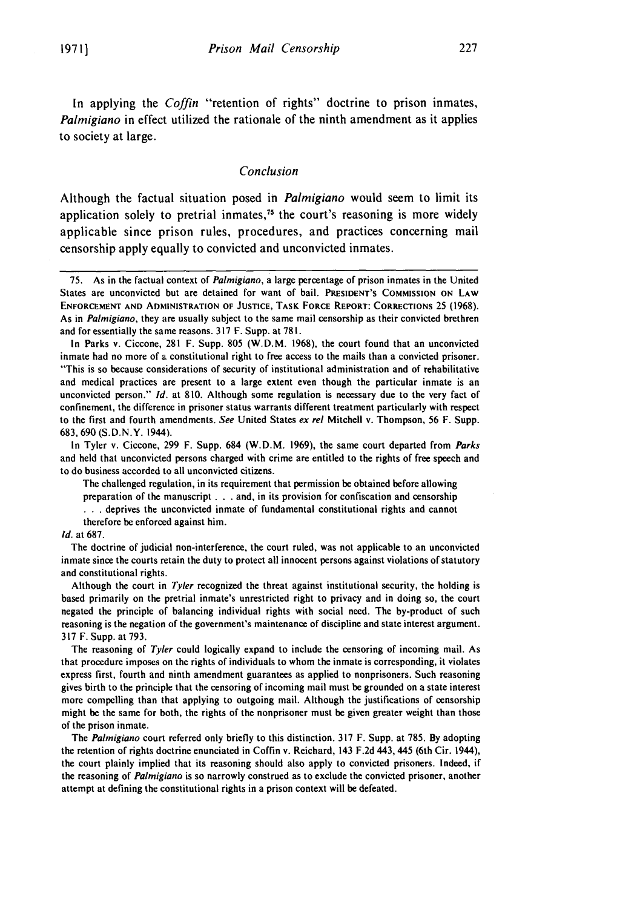In applying the *Coffin* "retention of rights" doctrine to prison inmates, *Palmigiano* in effect utilized the rationale of the ninth amendment as it applies to society at large.

### *Conclusion*

Although the factual situation posed in *Palmigiano* would seem to limit its application solely to pretrial inmates,[75] the court's reasoning is more widely applicable since prison rules, procedures, and practices concerning mail censorship apply equally to convicted and unconvicted inmates.

---

75. As in the factual context of *Palmigiano*, a large percentage of prison inmates in the United States are unconvicted but are detained for want of bail. PRESIDENT'S COMMISSION ON LAW ENFORCEMENT AND ADMINISTRATION OF JUSTICE, TASK FORCE REPORT: CORRECTIONS 25 (1968). As in *Palmigiano*, they are usually subject to the same mail censorship as their convicted brethren and for essentially the same reasons. 317 F. Supp. at 781.

In Parks v. Ciccone, 281 F. Supp. 805 (W.D.M. 1968), the court found that an unconvicted inmate had no more of a constitutional right to free access to the mails than a convicted prisoner. "This is so because considerations of security of institutional administration and of rehabilitative and medical practices are present to a large extent even though the particular inmate is an unconvicted person." *Id.* at 810. Although some regulation is necessary due to the very fact of confinement, the difference in prisoner status warrants different treatment particularly with respect to the first and fourth amendments. *See* United States *ex rel* Mitchell v. Thompson, 56 F. Supp. 683, 690 (S.D.N.Y. 1944).

In Tyler v. Ciccone, 299 F. Supp. 684 (W.D.M. 1969), the same court departed from *Parks* and held that unconvicted persons charged with crime are entitled to the rights of free speech and to do business accorded to all unconvicted citizens.

> The challenged regulation, in its requirement that permission be obtained before allowing preparation of the manuscript . . . and, in its provision for confiscation and censorship . . . deprives the unconvicted inmate of fundamental constitutional rights and cannot therefore be enforced against him.

*Id.* at 687.

The doctrine of judicial non-interference, the court ruled, was not applicable to an unconvicted inmate since the courts retain the duty to protect all innocent persons against violations of statutory and constitutional rights.

Although the court in *Tyler* recognized the threat against institutional security, the holding is based primarily on the pretrial inmate's unrestricted right to privacy and in doing so, the court negated the principle of balancing individual rights with social need. The by-product of such reasoning is the negation of the government's maintenance of discipline and state interest argument. 317 F. Supp. at 793.

The reasoning of *Tyler* could logically expand to include the censoring of incoming mail. As that procedure imposes on the rights of individuals to whom the inmate is corresponding, it violates express first, fourth and ninth amendment guarantees as applied to nonprisoners. Such reasoning gives birth to the principle that the censoring of incoming mail must be grounded on a state interest more compelling than that applying to outgoing mail. Although the justifications of censorship might be the same for both, the rights of the nonprisoner must be given greater weight than those of the prison inmate.

The *Palmigiano* court referred only briefly to this distinction. 317 F. Supp. at 785. By adopting the retention of rights doctrine enunciated in Coffin v. Reichard, 143 F.2d 443, 445 (6th Cir. 1944), the court plainly implied that its reasoning should also apply to convicted prisoners. Indeed, if the reasoning of *Palmigiano* is so narrowly construed as to exclude the convicted prisoner, another attempt at defining the constitutional rights in a prison context will be defeated.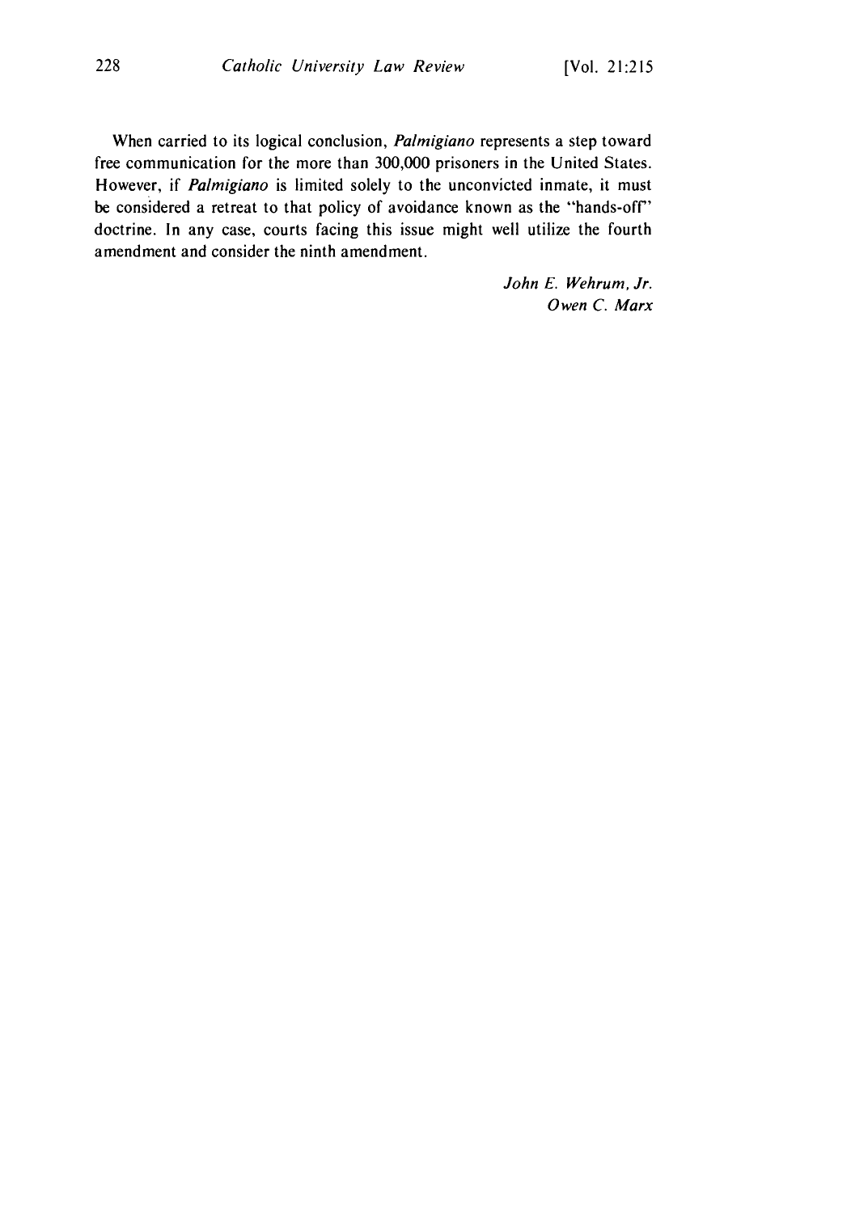When carried to its logical conclusion, *Palmigiano* represents a step toward free communication for the more than 300,000 prisoners in the United States. However, if *Palmigiano* is limited solely to the unconvicted inmate, it must be considered a retreat to that policy of avoidance known as the "hands-off" doctrine. In any case, courts facing this issue might well utilize the fourth amendment and consider the ninth amendment.

*John E. Wehrum, Jr.*
*Owen C. Marx*